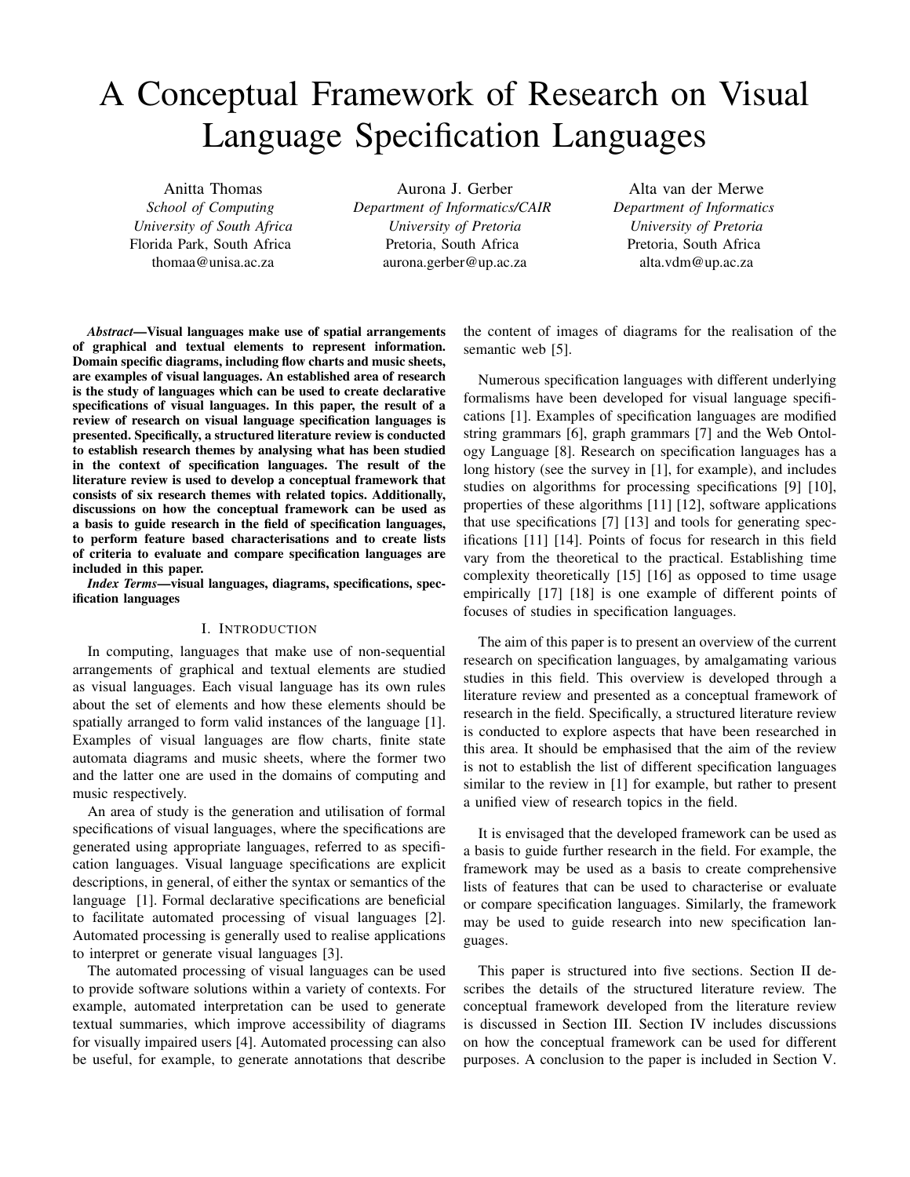# A Conceptual Framework of Research on Visual Language Specification Languages

Anitta Thomas
*School of Computing*
*University of South Africa*
Florida Park, South Africa
thomaa@unisa.ac.za

Aurona J. Gerber
*Department of Informatics/CAIR*
*University of Pretoria*
Pretoria, South Africa
aurona.gerber@up.ac.za

Alta van der Merwe
*Department of Informatics*
*University of Pretoria*
Pretoria, South Africa
alta.vdm@up.ac.za

***Abstract*—Visual languages make use of spatial arrangements of graphical and textual elements to represent information. Domain specific diagrams, including flow charts and music sheets, are examples of visual languages. An established area of research is the study of languages which can be used to create declarative specifications of visual languages. In this paper, the result of a review of research on visual language specification languages is presented. Specifically, a structured literature review is conducted to establish research themes by analysing what has been studied in the context of specification languages. The result of the literature review is used to develop a conceptual framework that consists of six research themes with related topics. Additionally, discussions on how the conceptual framework can be used as a basis to guide research in the field of specification languages, to perform feature based characterisations and to create lists of criteria to evaluate and compare specification languages are included in this paper.**

***Index Terms*—visual languages, diagrams, specifications, specification languages**

## I. Introduction

In computing, languages that make use of non-sequential arrangements of graphical and textual elements are studied as visual languages. Each visual language has its own rules about the set of elements and how these elements should be spatially arranged to form valid instances of the language [1]. Examples of visual languages are flow charts, finite state automata diagrams and music sheets, where the former two and the latter one are used in the domains of computing and music respectively.

An area of study is the generation and utilisation of formal specifications of visual languages, where the specifications are generated using appropriate languages, referred to as specification languages. Visual language specifications are explicit descriptions, in general, of either the syntax or semantics of the language [1]. Formal declarative specifications are beneficial to facilitate automated processing of visual languages [2]. Automated processing is generally used to realise applications to interpret or generate visual languages [3].

The automated processing of visual languages can be used to provide software solutions within a variety of contexts. For example, automated interpretation can be used to generate textual summaries, which improve accessibility of diagrams for visually impaired users [4]. Automated processing can also be useful, for example, to generate annotations that describe the content of images of diagrams for the realisation of the semantic web [5].

Numerous specification languages with different underlying formalisms have been developed for visual language specifications [1]. Examples of specification languages are modified string grammars [6], graph grammars [7] and the Web Ontology Language [8]. Research on specification languages has a long history (see the survey in [1], for example), and includes studies on algorithms for processing specifications [9] [10], properties of these algorithms [11] [12], software applications that use specifications [7] [13] and tools for generating specifications [11] [14]. Points of focus for research in this field vary from the theoretical to the practical. Establishing time complexity theoretically [15] [16] as opposed to time usage empirically [17] [18] is one example of different points of focuses of studies in specification languages.

The aim of this paper is to present an overview of the current research on specification languages, by amalgamating various studies in this field. This overview is developed through a literature review and presented as a conceptual framework of research in the field. Specifically, a structured literature review is conducted to explore aspects that have been researched in this area. It should be emphasised that the aim of the review is not to establish the list of different specification languages similar to the review in [1] for example, but rather to present a unified view of research topics in the field.

It is envisaged that the developed framework can be used as a basis to guide further research in the field. For example, the framework may be used as a basis to create comprehensive lists of features that can be used to characterise or evaluate or compare specification languages. Similarly, the framework may be used to guide research into new specification languages.

This paper is structured into five sections. Section II describes the details of the structured literature review. The conceptual framework developed from the literature review is discussed in Section III. Section IV includes discussions on how the conceptual framework can be used for different purposes. A conclusion to the paper is included in Section V.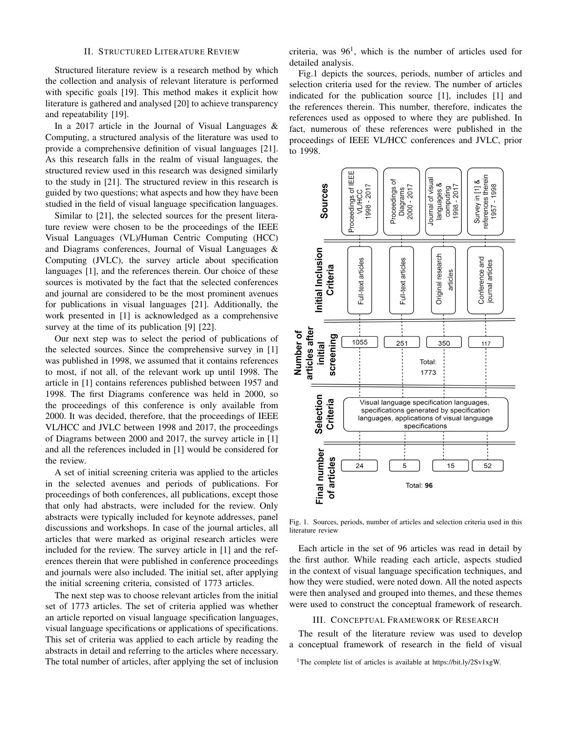## II. Structured Literature Review

Structured literature review is a research method by which the collection and analysis of relevant literature is performed with specific goals [19]. This method makes it explicit how literature is gathered and analysed [20] to achieve transparency and repeatability [19].

In a 2017 article in the Journal of Visual Languages & Computing, a structured analysis of the literature was used to provide a comprehensive definition of visual languages [21]. As this research falls in the realm of visual languages, the structured review used in this research was designed similarly to the study in [21]. The structured review in this research is guided by two questions; what aspects and how they have been studied in the field of visual language specification languages.

Similar to [21], the selected sources for the present literature review were chosen to be the proceedings of the IEEE Visual Languages (VL)/Human Centric Computing (HCC) and Diagrams conferences, Journal of Visual Languages & Computing (JVLC), the survey article about specification languages [1], and the references therein. Our choice of these sources is motivated by the fact that the selected conferences and journal are considered to be the most prominent avenues for publications in visual languages [21]. Additionally, the work presented in [1] is acknowledged as a comprehensive survey at the time of its publication [9] [22].

Our next step was to select the period of publications of the selected sources. Since the comprehensive survey in [1] was published in 1998, we assumed that it contains references to most, if not all, of the relevant work up until 1998. The article in [1] contains references published between 1957 and 1998. The first Diagrams conference was held in 2000, so the proceedings of this conference is only available from 2000. It was decided, therefore, that the proceedings of IEEE VL/HCC and JVLC between 1998 and 2017, the proceedings of Diagrams between 2000 and 2017, the survey article in [1] and all the references included in [1] would be considered for the review.

A set of initial screening criteria was applied to the articles in the selected avenues and periods of publications. For proceedings of both conferences, all publications, except those that only had abstracts, were included for the review. Only abstracts were typically included for keynote addresses, panel discussions and workshops. In case of the journal articles, all articles that were marked as original research articles were included for the review. The survey article in [1] and the references therein that were published in conference proceedings and journals were also included. The initial set, after applying the initial screening criteria, consisted of 1773 articles.

The next step was to choose relevant articles from the initial set of 1773 articles. The set of criteria applied was whether an article reported on visual language specification languages, visual language specifications or applications of specifications. This set of criteria was applied to each article by reading the abstracts in detail and referring to the articles where necessary. The total number of articles, after applying the set of inclusion criteria, was 96[1], which is the number of articles used for detailed analysis.

Fig.1 depicts the sources, periods, number of articles and selection criteria used for the review. The number of articles indicated for the publication source [1], includes [1] and the references therein. This number, therefore, indicates the references used as opposed to where they are published. In fact, numerous of these references were published in the proceedings of IEEE VL/HCC conferences and JVLC, prior to 1998.

| Sources | Proceedings of IEEE VL/HCC 1998 - 2017 | Proceedings of Diagrams 2000 - 2017 | Journal of visual languages & computing 1998 - 2017 | Survey in [1] & references therein 1957 - 1998 |
|---|---|---|---|---|
| Initial Inclusion Criteria | Full-text articles | Full-text articles | Original research articles | Conference and journal articles |
| Number of articles after initial screening | 1055 | 251 | 350 | 117 |
| | Total: 1773 | | | |
| Selection Criteria | Visual language specification languages, specifications generated by specification languages, applications of visual language specifications | | | |
| Final number of articles | 24 | 5 | 15 | 52 |
| | Total: **96** | | | |

Fig. 1. Sources, periods, number of articles and selection criteria used in this literature review

Each article in the set of 96 articles was read in detail by the first author. While reading each article, aspects studied in the context of visual language specification techniques, and how they were studied, were noted down. All the noted aspects were then analysed and grouped into themes, and these themes were used to construct the conceptual framework of research.

## III. Conceptual Framework of Research

The result of the literature review was used to develop a conceptual framework of research in the field of visual

[1]The complete list of articles is available at https://bit.ly/2Sv1xgW.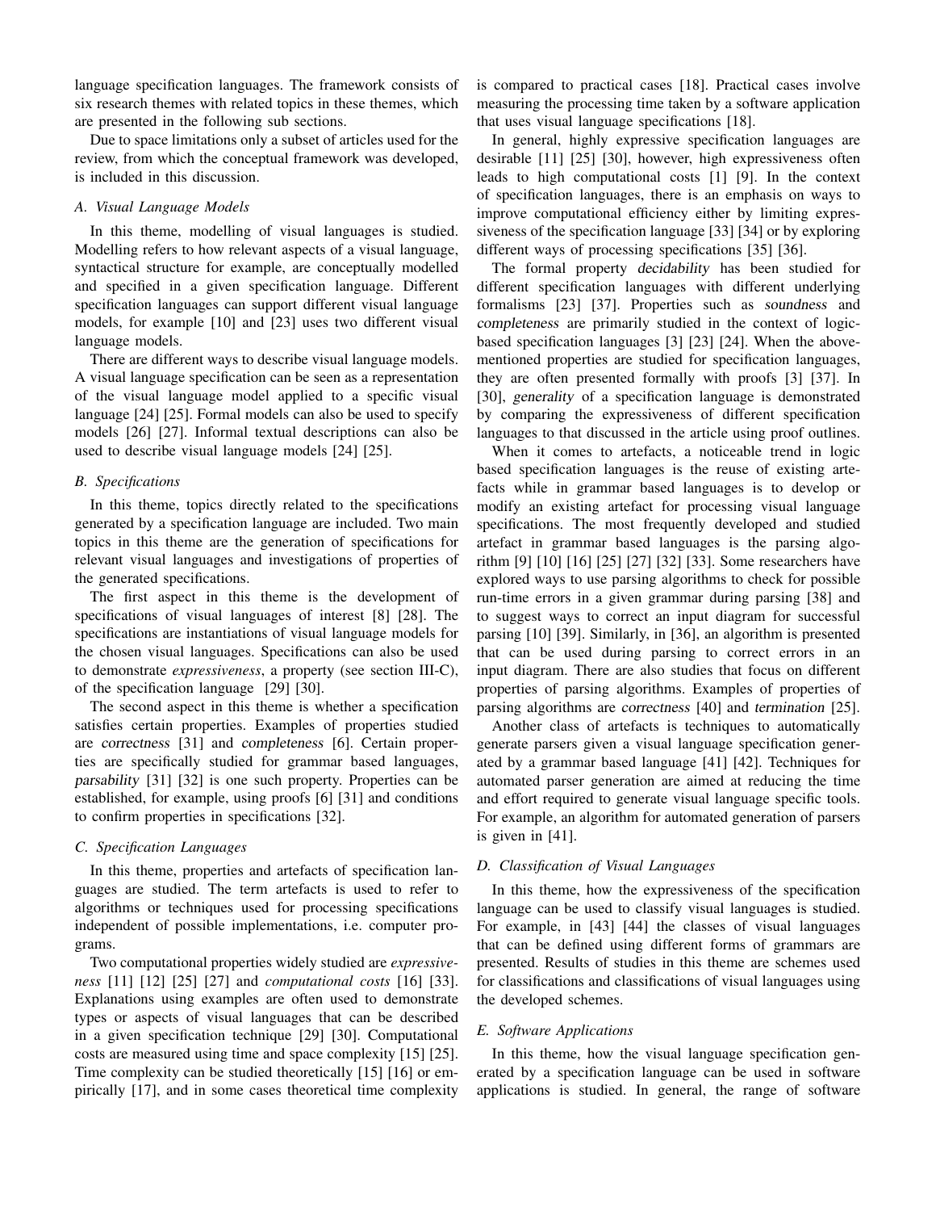language specification languages. The framework consists of six research themes with related topics in these themes, which are presented in the following sub sections.

Due to space limitations only a subset of articles used for the review, from which the conceptual framework was developed, is included in this discussion.

### A. Visual Language Models

In this theme, modelling of visual languages is studied. Modelling refers to how relevant aspects of a visual language, syntactical structure for example, are conceptually modelled and specified in a given specification language. Different specification languages can support different visual language models, for example [10] and [23] uses two different visual language models.

There are different ways to describe visual language models. A visual language specification can be seen as a representation of the visual language model applied to a specific visual language [24] [25]. Formal models can also be used to specify models [26] [27]. Informal textual descriptions can also be used to describe visual language models [24] [25].

### B. Specifications

In this theme, topics directly related to the specifications generated by a specification language are included. Two main topics in this theme are the generation of specifications for relevant visual languages and investigations of properties of the generated specifications.

The first aspect in this theme is the development of specifications of visual languages of interest [8] [28]. The specifications are instantiations of visual language models for the chosen visual languages. Specifications can also be used to demonstrate *expressiveness*, a property (see section III-C), of the specification language [29] [30].

The second aspect in this theme is whether a specification satisfies certain properties. Examples of properties studied are correctness [31] and completeness [6]. Certain properties are specifically studied for grammar based languages, parsability [31] [32] is one such property. Properties can be established, for example, using proofs [6] [31] and conditions to confirm properties in specifications [32].

### C. Specification Languages

In this theme, properties and artefacts of specification languages are studied. The term artefacts is used to refer to algorithms or techniques used for processing specifications independent of possible implementations, i.e. computer programs.

Two computational properties widely studied are *expressiveness* [11] [12] [25] [27] and *computational costs* [16] [33]. Explanations using examples are often used to demonstrate types or aspects of visual languages that can be described in a given specification technique [29] [30]. Computational costs are measured using time and space complexity [15] [25]. Time complexity can be studied theoretically [15] [16] or empirically [17], and in some cases theoretical time complexity is compared to practical cases [18]. Practical cases involve measuring the processing time taken by a software application that uses visual language specifications [18].

In general, highly expressive specification languages are desirable [11] [25] [30], however, high expressiveness often leads to high computational costs [1] [9]. In the context of specification languages, there is an emphasis on ways to improve computational efficiency either by limiting expressiveness of the specification language [33] [34] or by exploring different ways of processing specifications [35] [36].

The formal property decidability has been studied for different specification languages with different underlying formalisms [23] [37]. Properties such as soundness and completeness are primarily studied in the context of logic-based specification languages [3] [23] [24]. When the above-mentioned properties are studied for specification languages, they are often presented formally with proofs [3] [37]. In [30], generality of a specification language is demonstrated by comparing the expressiveness of different specification languages to that discussed in the article using proof outlines.

When it comes to artefacts, a noticeable trend in logic based specification languages is the reuse of existing artefacts while in grammar based languages is to develop or modify an existing artefact for processing visual language specifications. The most frequently developed and studied artefact in grammar based languages is the parsing algorithm [9] [10] [16] [25] [27] [32] [33]. Some researchers have explored ways to use parsing algorithms to check for possible run-time errors in a given grammar during parsing [38] and to suggest ways to correct an input diagram for successful parsing [10] [39]. Similarly, in [36], an algorithm is presented that can be used during parsing to correct errors in an input diagram. There are also studies that focus on different properties of parsing algorithms. Examples of properties of parsing algorithms are correctness [40] and termination [25].

Another class of artefacts is techniques to automatically generate parsers given a visual language specification generated by a grammar based language [41] [42]. Techniques for automated parser generation are aimed at reducing the time and effort required to generate visual language specific tools. For example, an algorithm for automated generation of parsers is given in [41].

### D. Classification of Visual Languages

In this theme, how the expressiveness of the specification language can be used to classify visual languages is studied. For example, in [43] [44] the classes of visual languages that can be defined using different forms of grammars are presented. Results of studies in this theme are schemes used for classifications and classifications of visual languages using the developed schemes.

### E. Software Applications

In this theme, how the visual language specification generated by a specification language can be used in software applications is studied. In general, the range of software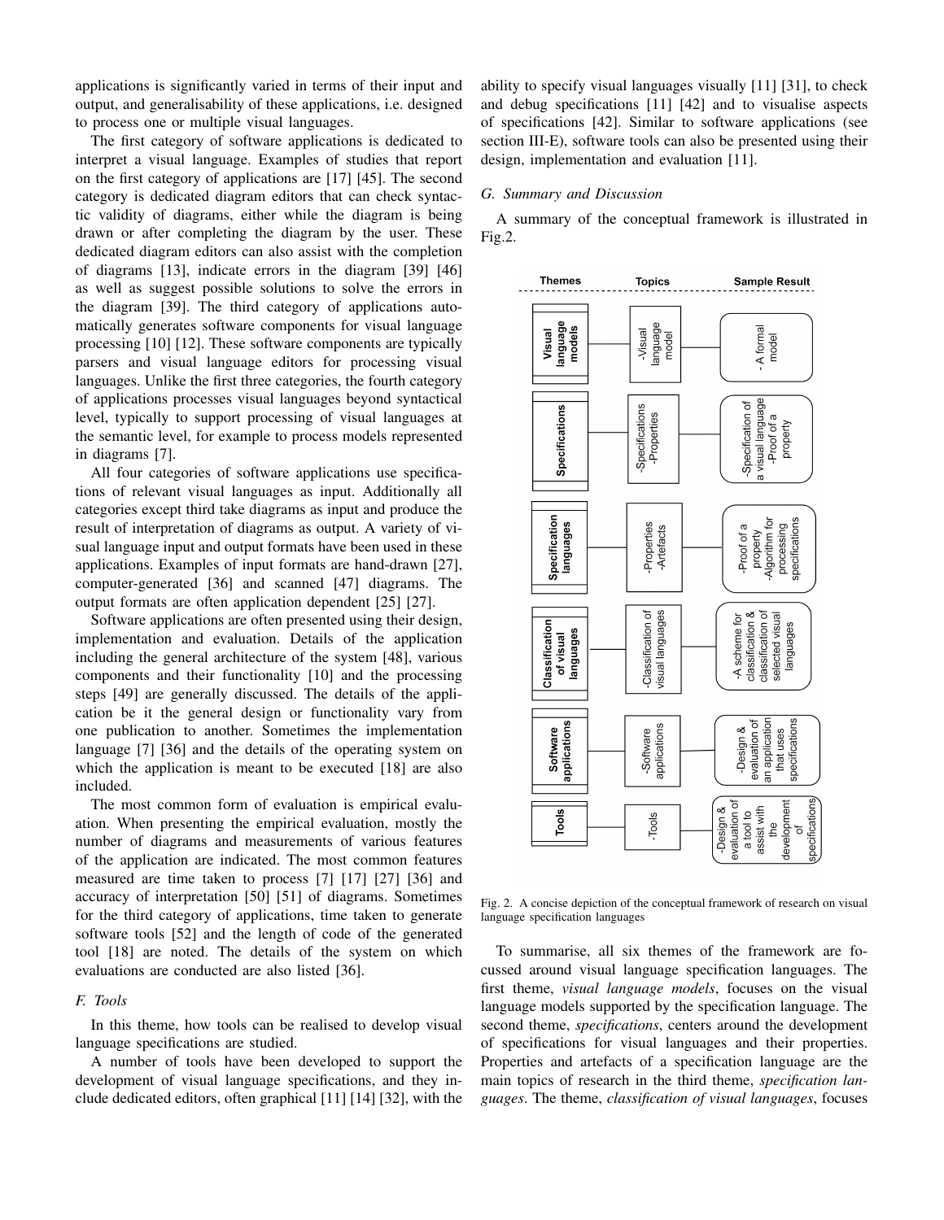applications is significantly varied in terms of their input and output, and generalisability of these applications, i.e. designed to process one or multiple visual languages.

The first category of software applications is dedicated to interpret a visual language. Examples of studies that report on the first category of applications are [17] [45]. The second category is dedicated diagram editors that can check syntactic validity of diagrams, either while the diagram is being drawn or after completing the diagram by the user. These dedicated diagram editors can also assist with the completion of diagrams [13], indicate errors in the diagram [39] [46] as well as suggest possible solutions to solve the errors in the diagram [39]. The third category of applications automatically generates software components for visual language processing [10] [12]. These software components are typically parsers and visual language editors for processing visual languages. Unlike the first three categories, the fourth category of applications processes visual languages beyond syntactical level, typically to support processing of visual languages at the semantic level, for example to process models represented in diagrams [7].

All four categories of software applications use specifications of relevant visual languages as input. Additionally all categories except third take diagrams as input and produce the result of interpretation of diagrams as output. A variety of visual language input and output formats have been used in these applications. Examples of input formats are hand-drawn [27], computer-generated [36] and scanned [47] diagrams. The output formats are often application dependent [25] [27].

Software applications are often presented using their design, implementation and evaluation. Details of the application including the general architecture of the system [48], various components and their functionality [10] and the processing steps [49] are generally discussed. The details of the application be it the general design or functionality vary from one publication to another. Sometimes the implementation language [7] [36] and the details of the operating system on which the application is meant to be executed [18] are also included.

The most common form of evaluation is empirical evaluation. When presenting the empirical evaluation, mostly the number of diagrams and measurements of various features of the application are indicated. The most common features measured are time taken to process [7] [17] [27] [36] and accuracy of interpretation [50] [51] of diagrams. Sometimes for the third category of applications, time taken to generate software tools [52] and the length of code of the generated tool [18] are noted. The details of the system on which evaluations are conducted are also listed [36].

### F. Tools

In this theme, how tools can be realised to develop visual language specifications are studied.

A number of tools have been developed to support the development of visual language specifications, and they include dedicated editors, often graphical [11] [14] [32], with the ability to specify visual languages visually [11] [31], to check and debug specifications [11] [42] and to visualise aspects of specifications [42]. Similar to software applications (see section III-E), software tools can also be presented using their design, implementation and evaluation [11].

### G. Summary and Discussion

A summary of the conceptual framework is illustrated in Fig.2.

| Themes | Topics | Sample Result |
| --- | --- | --- |
| Visual language models | -Visual language model | - A formal model |
| Specifications | -Specifications -Properties | -Specification of a visual language -Proof of a property |
| Specification languages | -Properties -Artefacts | -Proof of a property -Algorithm for processing specifications |
| Classification of visual languages | -Classification of visual languages | -A scheme for classification & classification of selected visual languages |
| Software applications | -Software applications | -Design & evaluation of an application that uses specifications |
| Tools | -Tools | -Design & evaluation of a tool to assist with the development of specifications |

Fig. 2. A concise depiction of the conceptual framework of research on visual language specification languages

To summarise, all six themes of the framework are focussed around visual language specification languages. The first theme, *visual language models*, focuses on the visual language models supported by the specification language. The second theme, *specifications*, centers around the development of specifications for visual languages and their properties. Properties and artefacts of a specification language are the main topics of research in the third theme, *specification languages*. The theme, *classification of visual languages*, focuses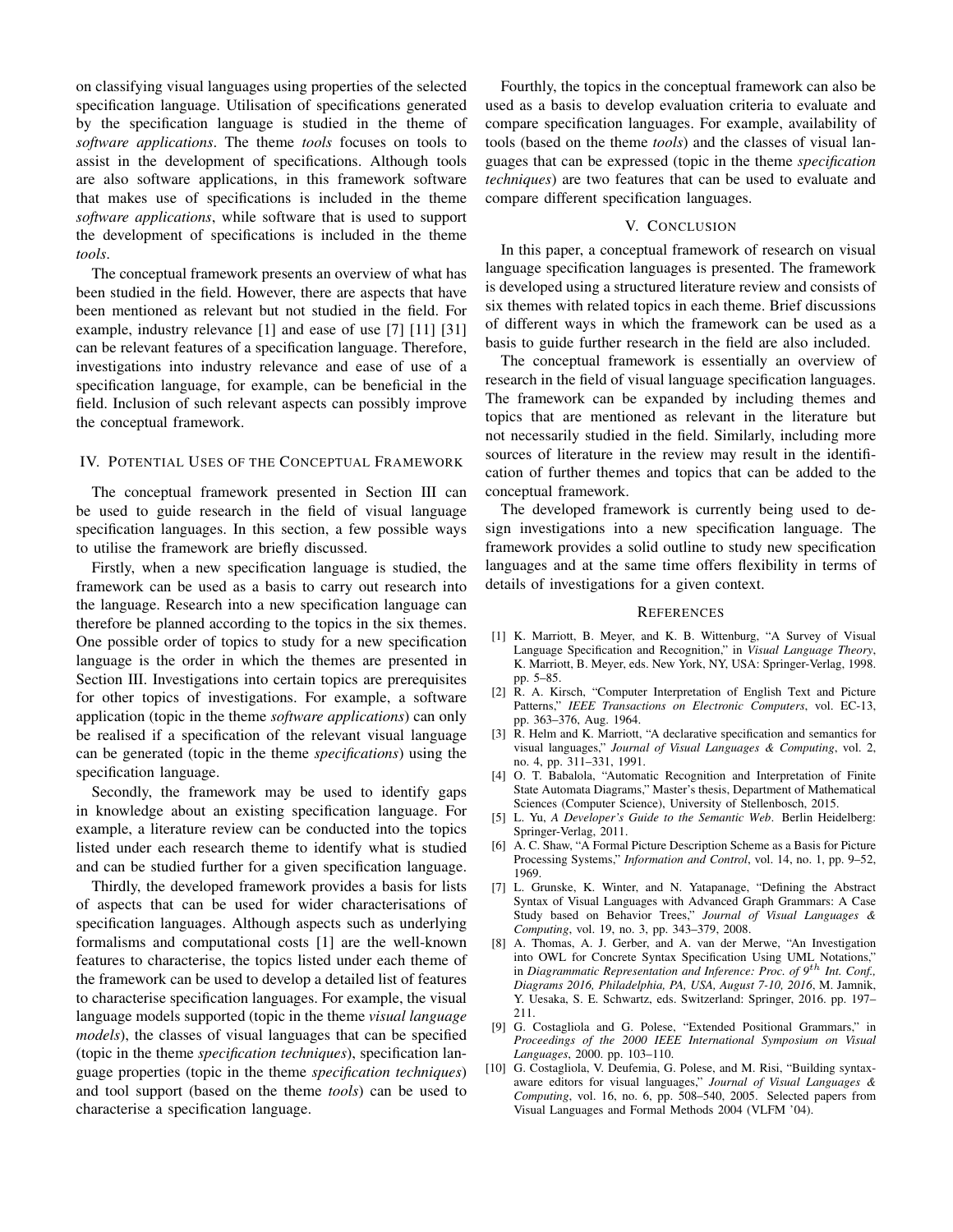on classifying visual languages using properties of the selected specification language. Utilisation of specifications generated by the specification language is studied in the theme of *software applications*. The theme *tools* focuses on tools to assist in the development of specifications. Although tools are also software applications, in this framework software that makes use of specifications is included in the theme *software applications*, while software that is used to support the development of specifications is included in the theme *tools*.

The conceptual framework presents an overview of what has been studied in the field. However, there are aspects that have been mentioned as relevant but not studied in the field. For example, industry relevance [1] and ease of use [7] [11] [31] can be relevant features of a specification language. Therefore, investigations into industry relevance and ease of use of a specification language, for example, can be beneficial in the field. Inclusion of such relevant aspects can possibly improve the conceptual framework.

## IV. Potential Uses of the Conceptual Framework

The conceptual framework presented in Section III can be used to guide research in the field of visual language specification languages. In this section, a few possible ways to utilise the framework are briefly discussed.

Firstly, when a new specification language is studied, the framework can be used as a basis to carry out research into the language. Research into a new specification language can therefore be planned according to the topics in the six themes. One possible order of topics to study for a new specification language is the order in which the themes are presented in Section III. Investigations into certain topics are prerequisites for other topics of investigations. For example, a software application (topic in the theme *software applications*) can only be realised if a specification of the relevant visual language can be generated (topic in the theme *specifications*) using the specification language.

Secondly, the framework may be used to identify gaps in knowledge about an existing specification language. For example, a literature review can be conducted into the topics listed under each research theme to identify what is studied and can be studied further for a given specification language.

Thirdly, the developed framework provides a basis for lists of aspects that can be used for wider characterisations of specification languages. Although aspects such as underlying formalisms and computational costs [1] are the well-known features to characterise, the topics listed under each theme of the framework can be used to develop a detailed list of features to characterise specification languages. For example, the visual language models supported (topic in the theme *visual language models*), the classes of visual languages that can be specified (topic in the theme *specification techniques*), specification language properties (topic in the theme *specification techniques*) and tool support (based on the theme *tools*) can be used to characterise a specification language.

Fourthly, the topics in the conceptual framework can also be used as a basis to develop evaluation criteria to evaluate and compare specification languages. For example, availability of tools (based on the theme *tools*) and the classes of visual languages that can be expressed (topic in the theme *specification techniques*) are two features that can be used to evaluate and compare different specification languages.

## V. Conclusion

In this paper, a conceptual framework of research on visual language specification languages is presented. The framework is developed using a structured literature review and consists of six themes with related topics in each theme. Brief discussions of different ways in which the framework can be used as a basis to guide further research in the field are also included.

The conceptual framework is essentially an overview of research in the field of visual language specification languages. The framework can be expanded by including themes and topics that are mentioned as relevant in the literature but not necessarily studied in the field. Similarly, including more sources of literature in the review may result in the identification of further themes and topics that can be added to the conceptual framework.

The developed framework is currently being used to design investigations into a new specification language. The framework provides a solid outline to study new specification languages and at the same time offers flexibility in terms of details of investigations for a given context.

## References

[1] K. Marriott, B. Meyer, and K. B. Wittenburg, "A Survey of Visual Language Specification and Recognition," in *Visual Language Theory*, K. Marriott, B. Meyer, eds. New York, NY, USA: Springer-Verlag, 1998. pp. 5–85.

[2] R. A. Kirsch, "Computer Interpretation of English Text and Picture Patterns," *IEEE Transactions on Electronic Computers*, vol. EC-13, pp. 363–376, Aug. 1964.

[3] R. Helm and K. Marriott, "A declarative specification and semantics for visual languages," *Journal of Visual Languages & Computing*, vol. 2, no. 4, pp. 311–331, 1991.

[4] O. T. Babalola, "Automatic Recognition and Interpretation of Finite State Automata Diagrams," Master's thesis, Department of Mathematical Sciences (Computer Science), University of Stellenbosch, 2015.

[5] L. Yu, *A Developer's Guide to the Semantic Web*. Berlin Heidelberg: Springer-Verlag, 2011.

[6] A. C. Shaw, "A Formal Picture Description Scheme as a Basis for Picture Processing Systems," *Information and Control*, vol. 14, no. 1, pp. 9–52, 1969.

[7] L. Grunske, K. Winter, and N. Yatapanage, "Defining the Abstract Syntax of Visual Languages with Advanced Graph Grammars: A Case Study based on Behavior Trees," *Journal of Visual Languages & Computing*, vol. 19, no. 3, pp. 343–379, 2008.

[8] A. Thomas, A. J. Gerber, and A. van der Merwe, "An Investigation into OWL for Concrete Syntax Specification Using UML Notations," in *Diagrammatic Representation and Inference: Proc. of 9$^{th}$ Int. Conf., Diagrams 2016, Philadelphia, PA, USA, August 7-10, 2016*, M. Jamnik, Y. Uesaka, S. E. Schwartz, eds. Switzerland: Springer, 2016. pp. 197–211.

[9] G. Costagliola and G. Polese, "Extended Positional Grammars," in *Proceedings of the 2000 IEEE International Symposium on Visual Languages*, 2000. pp. 103–110.

[10] G. Costagliola, V. Deufemia, G. Polese, and M. Risi, "Building syntax-aware editors for visual languages," *Journal of Visual Languages & Computing*, vol. 16, no. 6, pp. 508–540, 2005. Selected papers from Visual Languages and Formal Methods 2004 (VLFM '04).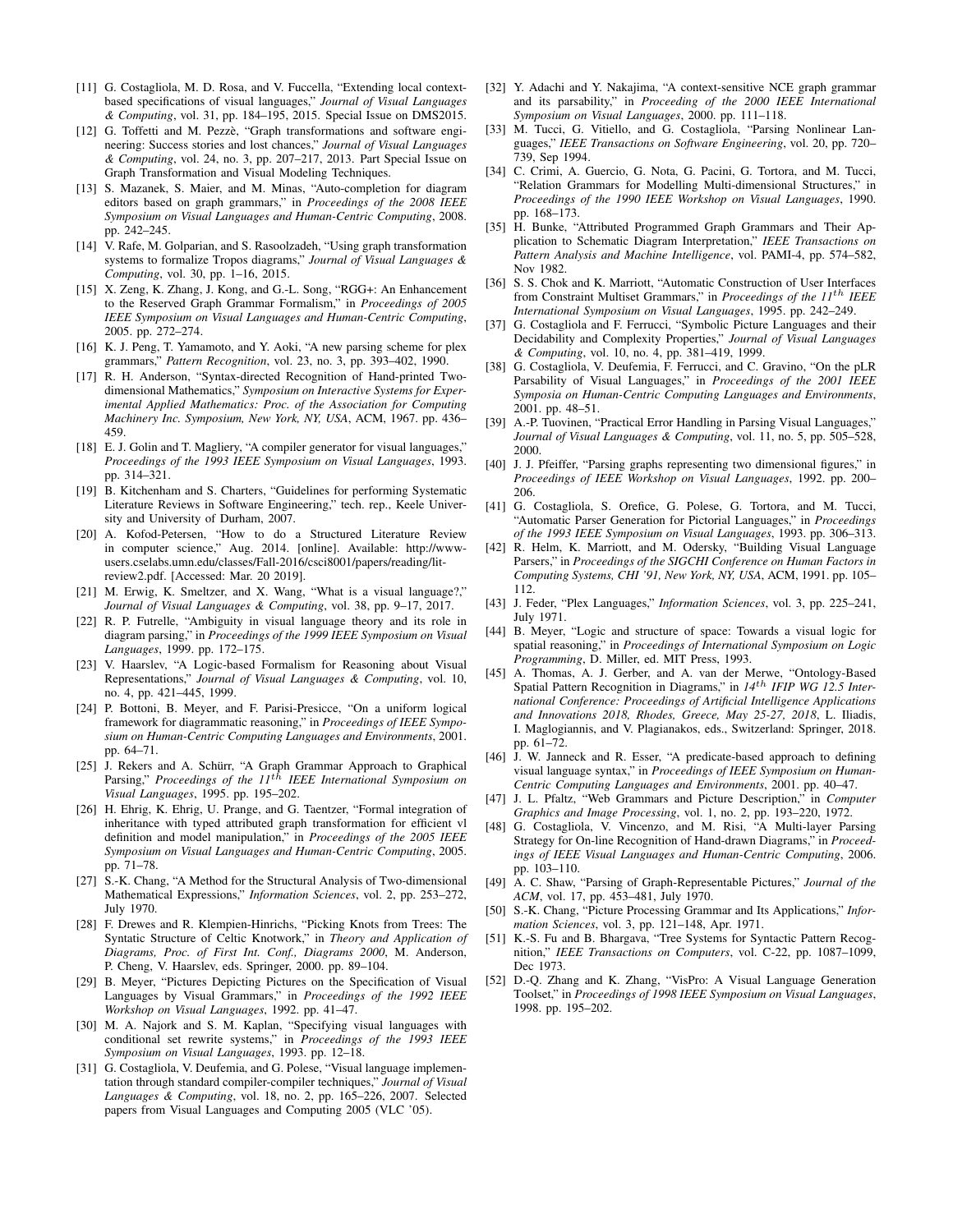[11] G. Costagliola, M. D. Rosa, and V. Fuccella, "Extending local context-based specifications of visual languages," *Journal of Visual Languages & Computing*, vol. 31, pp. 184–195, 2015. Special Issue on DMS2015.

[12] G. Toffetti and M. Pezzè, "Graph transformations and software engineering: Success stories and lost chances," *Journal of Visual Languages & Computing*, vol. 24, no. 3, pp. 207–217, 2013. Part Special Issue on Graph Transformation and Visual Modeling Techniques.

[13] S. Mazanek, S. Maier, and M. Minas, "Auto-completion for diagram editors based on graph grammars," in *Proceedings of the 2008 IEEE Symposium on Visual Languages and Human-Centric Computing*, 2008. pp. 242–245.

[14] V. Rafe, M. Golparian, and S. Rasoolzadeh, "Using graph transformation systems to formalize Tropos diagrams," *Journal of Visual Languages & Computing*, vol. 30, pp. 1–16, 2015.

[15] X. Zeng, K. Zhang, J. Kong, and G.-L. Song, "RGG+: An Enhancement to the Reserved Graph Grammar Formalism," in *Proceedings of 2005 IEEE Symposium on Visual Languages and Human-Centric Computing*, 2005. pp. 272–274.

[16] K. J. Peng, T. Yamamoto, and Y. Aoki, "A new parsing scheme for plex grammars," *Pattern Recognition*, vol. 23, no. 3, pp. 393–402, 1990.

[17] R. H. Anderson, "Syntax-directed Recognition of Hand-printed Two-dimensional Mathematics," *Symposium on Interactive Systems for Experimental Applied Mathematics: Proc. of the Association for Computing Machinery Inc. Symposium, New York, NY, USA*, ACM, 1967. pp. 436–459.

[18] E. J. Golin and T. Magliery, "A compiler generator for visual languages," *Proceedings of the 1993 IEEE Symposium on Visual Languages*, 1993. pp. 314–321.

[19] B. Kitchenham and S. Charters, "Guidelines for performing Systematic Literature Reviews in Software Engineering," tech. rep., Keele University and University of Durham, 2007.

[20] A. Kofod-Petersen, "How to do a Structured Literature Review in computer science," Aug. 2014. [online]. Available: http://www-users.cselabs.umn.edu/classes/Fall-2016/csci8001/papers/reading/lit-review2.pdf. [Accessed: Mar. 20 2019].

[21] M. Erwig, K. Smeltzer, and X. Wang, "What is a visual language?," *Journal of Visual Languages & Computing*, vol. 38, pp. 9–17, 2017.

[22] R. P. Futrelle, "Ambiguity in visual language theory and its role in diagram parsing," in *Proceedings of the 1999 IEEE Symposium on Visual Languages*, 1999. pp. 172–175.

[23] V. Haarslev, "A Logic-based Formalism for Reasoning about Visual Representations," *Journal of Visual Languages & Computing*, vol. 10, no. 4, pp. 421–445, 1999.

[24] P. Bottoni, B. Meyer, and F. Parisi-Presicce, "On a uniform logical framework for diagrammatic reasoning," in *Proceedings of IEEE Symposium on Human-Centric Computing Languages and Environments*, 2001. pp. 64–71.

[25] J. Rekers and A. Schürr, "A Graph Grammar Approach to Graphical Parsing," *Proceedings of the $11^{th}$ IEEE International Symposium on Visual Languages*, 1995. pp. 195–202.

[26] H. Ehrig, K. Ehrig, U. Prange, and G. Taentzer, "Formal integration of inheritance with typed attributed graph transformation for efficient vl definition and model manipulation," in *Proceedings of the 2005 IEEE Symposium on Visual Languages and Human-Centric Computing*, 2005. pp. 71–78.

[27] S.-K. Chang, "A Method for the Structural Analysis of Two-dimensional Mathematical Expressions," *Information Sciences*, vol. 2, pp. 253–272, July 1970.

[28] F. Drewes and R. Klempien-Hinrichs, "Picking Knots from Trees: The Syntactic Structure of Celtic Knotwork," in *Theory and Application of Diagrams, Proc. of First Int. Conf., Diagrams 2000*, M. Anderson, P. Cheng, V. Haarslev, eds. Springer, 2000. pp. 89–104.

[29] B. Meyer, "Pictures Depicting Pictures on the Specification of Visual Languages by Visual Grammars," in *Proceedings of the 1992 IEEE Workshop on Visual Languages*, 1992. pp. 41–47.

[30] M. A. Najork and S. M. Kaplan, "Specifying visual languages with conditional set rewrite systems," in *Proceedings of the 1993 IEEE Symposium on Visual Languages*, 1993. pp. 12–18.

[31] G. Costagliola, V. Deufemia, and G. Polese, "Visual language implementation through standard compiler-compiler techniques," *Journal of Visual Languages & Computing*, vol. 18, no. 2, pp. 165–226, 2007. Selected papers from Visual Languages and Computing 2005 (VLC '05).

[32] Y. Adachi and Y. Nakajima, "A context-sensitive NCE graph grammar and its parsability," in *Proceeding of the 2000 IEEE International Symposium on Visual Languages*, 2000. pp. 111–118.

[33] M. Tucci, G. Vitiello, and G. Costagliola, "Parsing Nonlinear Languages," *IEEE Transactions on Software Engineering*, vol. 20, pp. 720–739, Sep 1994.

[34] C. Crimi, A. Guercio, G. Nota, G. Pacini, G. Tortora, and M. Tucci, "Relation Grammars for Modelling Multi-dimensional Structures," in *Proceedings of the 1990 IEEE Workshop on Visual Languages*, 1990. pp. 168–173.

[35] H. Bunke, "Attributed Programmed Graph Grammars and Their Application to Schematic Diagram Interpretation," *IEEE Transactions on Pattern Analysis and Machine Intelligence*, vol. PAMI-4, pp. 574–582, Nov 1982.

[36] S. S. Chok and K. Marriott, "Automatic Construction of User Interfaces from Constraint Multiset Grammars," in *Proceedings of the $11^{th}$ IEEE International Symposium on Visual Languages*, 1995. pp. 242–249.

[37] G. Costagliola and F. Ferrucci, "Symbolic Picture Languages and their Decidability and Complexity Properties," *Journal of Visual Languages & Computing*, vol. 10, no. 4, pp. 381–419, 1999.

[38] G. Costagliola, V. Deufemia, F. Ferrucci, and C. Gravino, "On the pLR Parsability of Visual Languages," in *Proceedings of the 2001 IEEE Symposia on Human-Centric Computing Languages and Environments*, 2001. pp. 48–51.

[39] A.-P. Tuovinen, "Practical Error Handling in Parsing Visual Languages," *Journal of Visual Languages & Computing*, vol. 11, no. 5, pp. 505–528, 2000.

[40] J. J. Pfeiffer, "Parsing graphs representing two dimensional figures," in *Proceedings of IEEE Workshop on Visual Languages*, 1992. pp. 200–206.

[41] G. Costagliola, S. Orefice, G. Polese, G. Tortora, and M. Tucci, "Automatic Parser Generation for Pictorial Languages," in *Proceedings of the 1993 IEEE Symposium on Visual Languages*, 1993. pp. 306–313.

[42] R. Helm, K. Marriott, and M. Odersky, "Building Visual Language Parsers," in *Proceedings of the SIGCHI Conference on Human Factors in Computing Systems, CHI '91, New York, NY, USA*, ACM, 1991. pp. 105–112.

[43] J. Feder, "Plex Languages," *Information Sciences*, vol. 3, pp. 225–241, July 1971.

[44] B. Meyer, "Logic and structure of space: Towards a visual logic for spatial reasoning," in *Proceedings of International Symposium on Logic Programming*, D. Miller, ed. MIT Press, 1993.

[45] A. Thomas, A. J. Gerber, and A. van der Merwe, "Ontology-Based Spatial Pattern Recognition in Diagrams," in *$14^{th}$ IFIP WG 12.5 International Conference: Proceedings of Artificial Intelligence Applications and Innovations 2018, Rhodes, Greece, May 25-27, 2018*, L. Iliadis, I. Maglogiannis, and V. Plagianakos, eds., Switzerland: Springer, 2018. pp. 61–72.

[46] J. W. Janneck and R. Esser, "A predicate-based approach to defining visual language syntax," in *Proceedings of IEEE Symposium on Human-Centric Computing Languages and Environments*, 2001. pp. 40–47.

[47] J. L. Pfaltz, "Web Grammars and Picture Description," in *Computer Graphics and Image Processing*, vol. 1, no. 2, pp. 193–220, 1972.

[48] G. Costagliola, V. Vincenzo, and M. Risi, "A Multi-layer Parsing Strategy for On-line Recognition of Hand-drawn Diagrams," in *Proceedings of IEEE Visual Languages and Human-Centric Computing*, 2006. pp. 103–110.

[49] A. C. Shaw, "Parsing of Graph-Representable Pictures," *Journal of the ACM*, vol. 17, pp. 453–481, July 1970.

[50] S.-K. Chang, "Picture Processing Grammar and Its Applications," *Information Sciences*, vol. 3, pp. 121–148, Apr. 1971.

[51] K.-S. Fu and B. Bhargava, "Tree Systems for Syntactic Pattern Recognition," *IEEE Transactions on Computers*, vol. C-22, pp. 1087–1099, Dec 1973.

[52] D.-Q. Zhang and K. Zhang, "VisPro: A Visual Language Generation Toolset," in *Proceedings of 1998 IEEE Symposium on Visual Languages*, 1998. pp. 195–202.